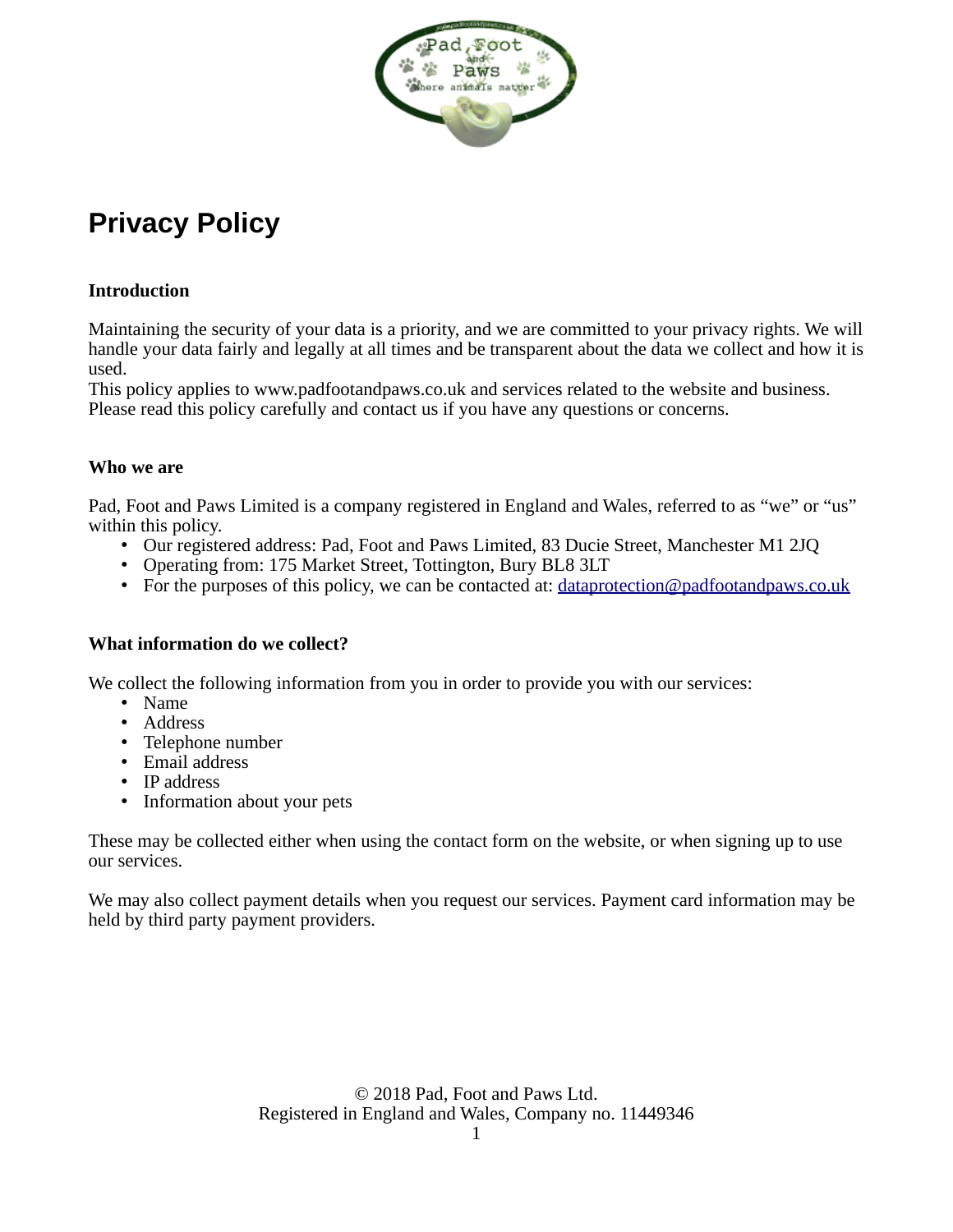# Privacy Policy

**Introduction**

Maintaining the security of your data is a priority, and we are committed to your privacy rights. We will handle your data fairly and legally at all times and be transparent about the data we collect and how it is used.
This policy applies to www.padfootandpaws.co.uk and services related to the website and business. Please read this policy carefully and contact us if you have any questions or concerns.

**Who we are**

Pad, Foot and Paws Limited is a company registered in England and Wales, referred to as "we" or "us" within this policy.

- Our registered address: Pad, Foot and Paws Limited, 83 Ducie Street, Manchester M1 2JQ
- Operating from: 175 Market Street, Tottington, Bury BL8 3LT
- For the purposes of this policy, we can be contacted at: dataprotection@padfootandpaws.co.uk

**What information do we collect?**

We collect the following information from you in order to provide you with our services:

- Name
- Address
- Telephone number
- Email address
- IP address
- Information about your pets

These may be collected either when using the contact form on the website, or when signing up to use our services.

We may also collect payment details when you request our services. Payment card information may be held by third party payment providers.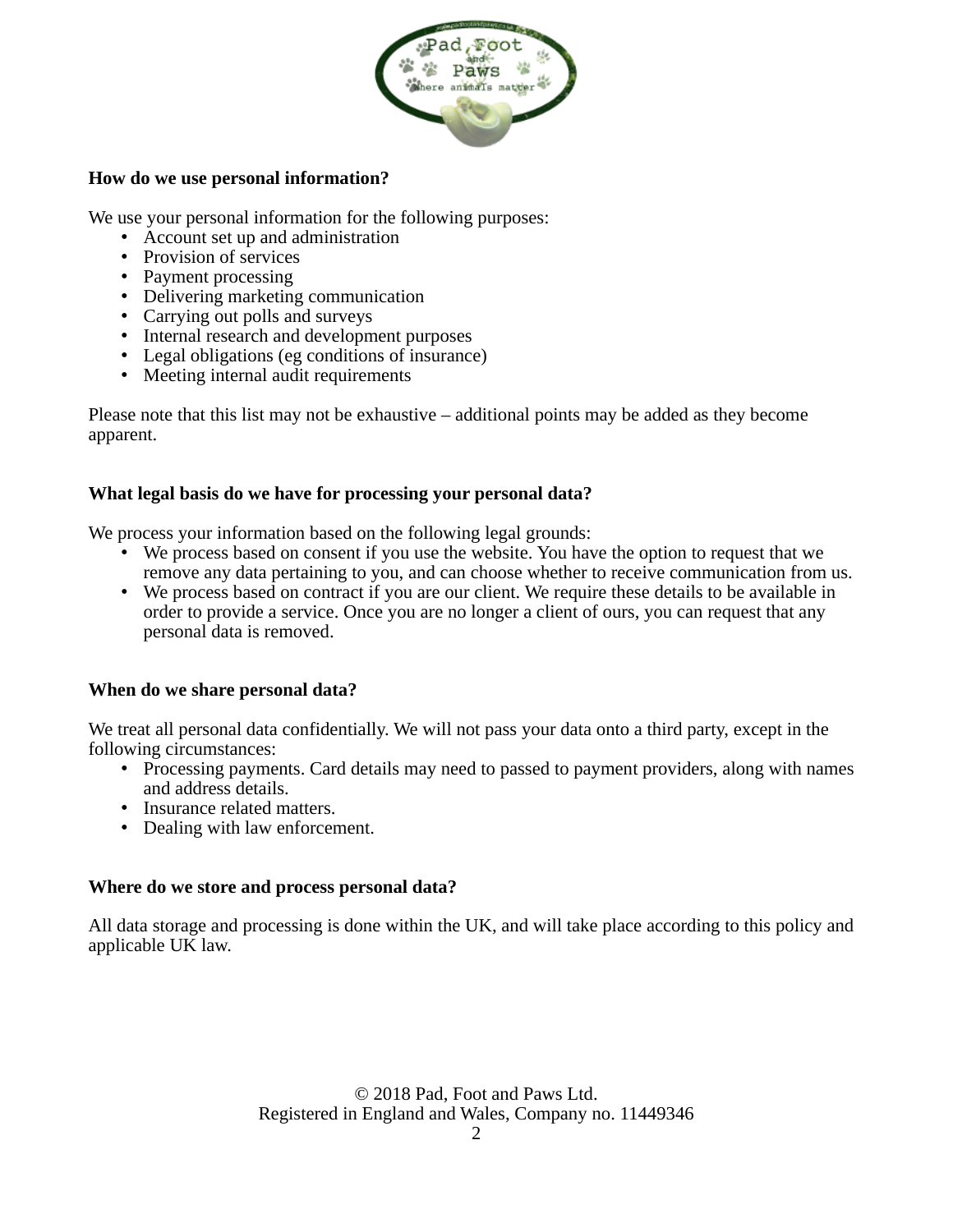**How do we use personal information?**

We use your personal information for the following purposes:

- Account set up and administration
- Provision of services
- Payment processing
- Delivering marketing communication
- Carrying out polls and surveys
- Internal research and development purposes
- Legal obligations (eg conditions of insurance)
- Meeting internal audit requirements

Please note that this list may not be exhaustive – additional points may be added as they become apparent.

**What legal basis do we have for processing your personal data?**

We process your information based on the following legal grounds:

- We process based on consent if you use the website. You have the option to request that we remove any data pertaining to you, and can choose whether to receive communication from us.
- We process based on contract if you are our client. We require these details to be available in order to provide a service. Once you are no longer a client of ours, you can request that any personal data is removed.

**When do we share personal data?**

We treat all personal data confidentially. We will not pass your data onto a third party, except in the following circumstances:

- Processing payments. Card details may need to passed to payment providers, along with names and address details.
- Insurance related matters.
- Dealing with law enforcement.

**Where do we store and process personal data?**

All data storage and processing is done within the UK, and will take place according to this policy and applicable UK law.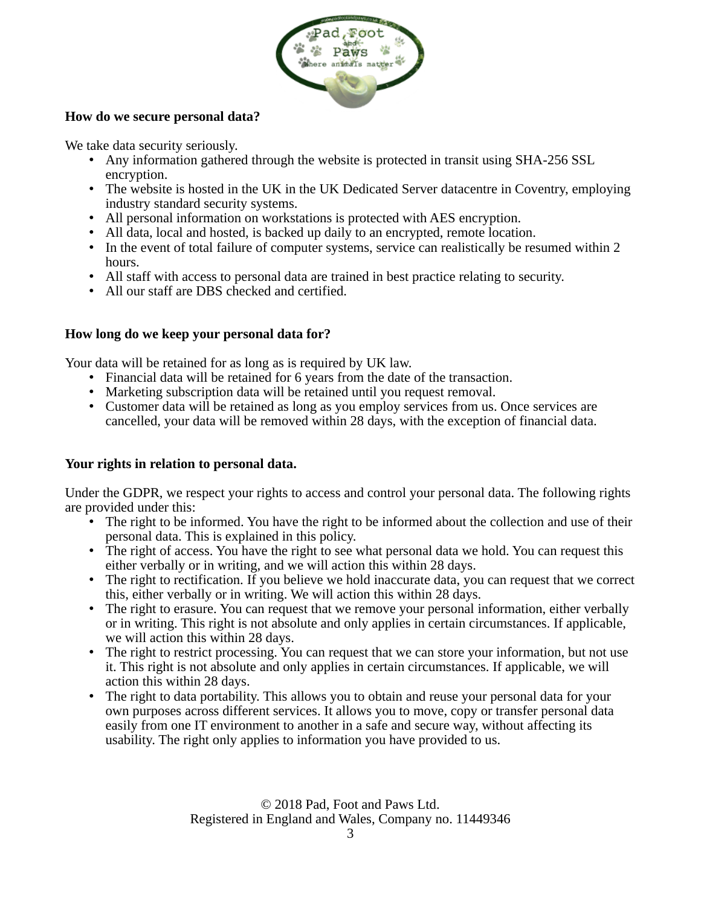**How do we secure personal data?**

We take data security seriously.

- Any information gathered through the website is protected in transit using SHA-256 SSL encryption.
- The website is hosted in the UK in the UK Dedicated Server datacentre in Coventry, employing industry standard security systems.
- All personal information on workstations is protected with AES encryption.
- All data, local and hosted, is backed up daily to an encrypted, remote location.
- In the event of total failure of computer systems, service can realistically be resumed within 2 hours.
- All staff with access to personal data are trained in best practice relating to security.
- All our staff are DBS checked and certified.

**How long do we keep your personal data for?**

Your data will be retained for as long as is required by UK law.

- Financial data will be retained for 6 years from the date of the transaction.
- Marketing subscription data will be retained until you request removal.
- Customer data will be retained as long as you employ services from us. Once services are cancelled, your data will be removed within 28 days, with the exception of financial data.

**Your rights in relation to personal data.**

Under the GDPR, we respect your rights to access and control your personal data. The following rights are provided under this:

- The right to be informed. You have the right to be informed about the collection and use of their personal data. This is explained in this policy.
- The right of access. You have the right to see what personal data we hold. You can request this either verbally or in writing, and we will action this within 28 days.
- The right to rectification. If you believe we hold inaccurate data, you can request that we correct this, either verbally or in writing. We will action this within 28 days.
- The right to erasure. You can request that we remove your personal information, either verbally or in writing. This right is not absolute and only applies in certain circumstances. If applicable, we will action this within 28 days.
- The right to restrict processing. You can request that we can store your information, but not use it. This right is not absolute and only applies in certain circumstances. If applicable, we will action this within 28 days.
- The right to data portability. This allows you to obtain and reuse your personal data for your own purposes across different services. It allows you to move, copy or transfer personal data easily from one IT environment to another in a safe and secure way, without affecting its usability. The right only applies to information you have provided to us.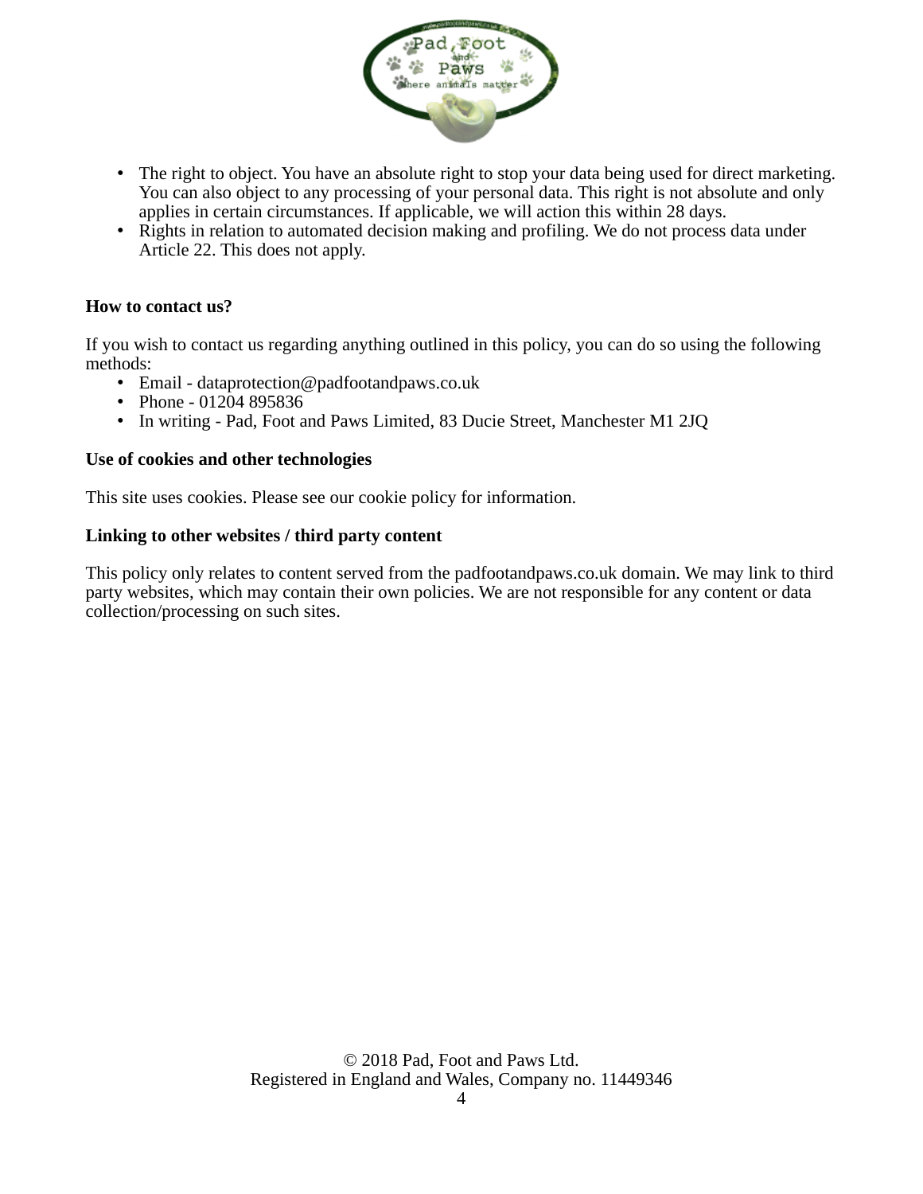- The right to object. You have an absolute right to stop your data being used for direct marketing. You can also object to any processing of your personal data. This right is not absolute and only applies in certain circumstances. If applicable, we will action this within 28 days.
- Rights in relation to automated decision making and profiling. We do not process data under Article 22. This does not apply.

**How to contact us?**

If you wish to contact us regarding anything outlined in this policy, you can do so using the following methods:

- Email - dataprotection@padfootandpaws.co.uk
- Phone - 01204 895836
- In writing - Pad, Foot and Paws Limited, 83 Ducie Street, Manchester M1 2JQ

**Use of cookies and other technologies**

This site uses cookies. Please see our cookie policy for information.

**Linking to other websites / third party content**

This policy only relates to content served from the padfootandpaws.co.uk domain. We may link to third party websites, which may contain their own policies. We are not responsible for any content or data collection/processing on such sites.